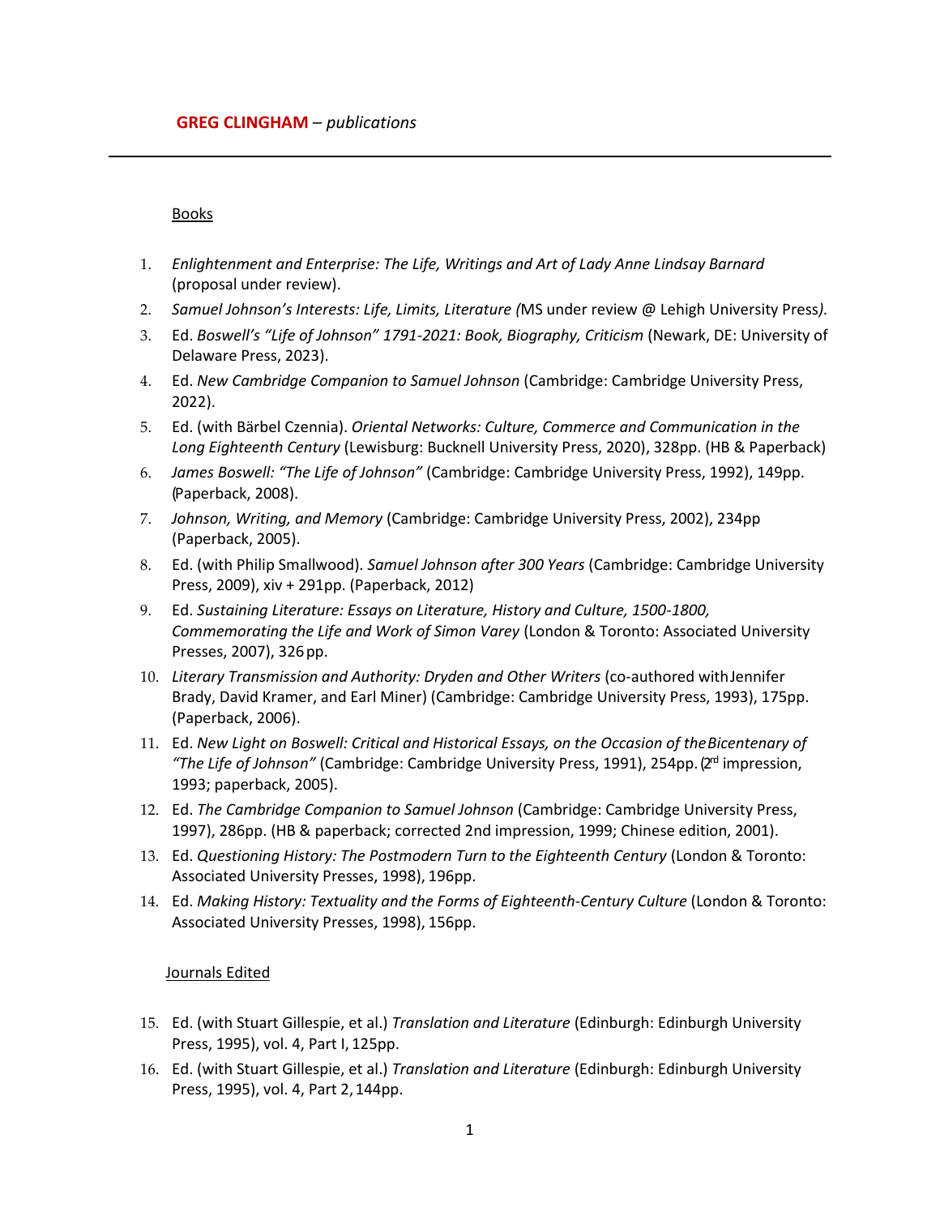**GREG CLINGHAM** – *publications*

---

Books

1. *Enlightenment and Enterprise: The Life, Writings and Art of Lady Anne Lindsay Barnard* (proposal under review).
2. *Samuel Johnson's Interests: Life, Limits, Literature (*MS under review @ Lehigh University Press*).*
3. Ed. *Boswell's "Life of Johnson" 1791-2021: Book, Biography, Criticism* (Newark, DE: University of Delaware Press, 2023).
4. Ed. *New Cambridge Companion to Samuel Johnson* (Cambridge: Cambridge University Press, 2022).
5. Ed. (with Bärbel Czennia). *Oriental Networks: Culture, Commerce and Communication in the Long Eighteenth Century* (Lewisburg: Bucknell University Press, 2020), 328pp. (HB & Paperback)
6. *James Boswell: "The Life of Johnson"* (Cambridge: Cambridge University Press, 1992), 149pp. (Paperback, 2008).
7. *Johnson, Writing, and Memory* (Cambridge: Cambridge University Press, 2002), 234pp (Paperback, 2005).
8. Ed. (with Philip Smallwood). *Samuel Johnson after 300 Years* (Cambridge: Cambridge University Press, 2009), xiv + 291pp. (Paperback, 2012)
9. Ed. *Sustaining Literature: Essays on Literature, History and Culture, 1500-1800, Commemorating the Life and Work of Simon Varey* (London & Toronto: Associated University Presses, 2007), 326 pp.
10. *Literary Transmission and Authority: Dryden and Other Writers* (co-authored with Jennifer Brady, David Kramer, and Earl Miner) (Cambridge: Cambridge University Press, 1993), 175pp. (Paperback, 2006).
11. Ed. *New Light on Boswell: Critical and Historical Essays, on the Occasion of the Bicentenary of "The Life of Johnson"* (Cambridge: Cambridge University Press, 1991), 254pp. (2rd impression, 1993; paperback, 2005).
12. Ed. *The Cambridge Companion to Samuel Johnson* (Cambridge: Cambridge University Press, 1997), 286pp. (HB & paperback; corrected 2nd impression, 1999; Chinese edition, 2001).
13. Ed. *Questioning History: The Postmodern Turn to the Eighteenth Century* (London & Toronto: Associated University Presses, 1998), 196pp.
14. Ed. *Making History: Textuality and the Forms of Eighteenth-Century Culture* (London & Toronto: Associated University Presses, 1998), 156pp.

Journals Edited

15. Ed. (with Stuart Gillespie, et al.) *Translation and Literature* (Edinburgh: Edinburgh University Press, 1995), vol. 4, Part I, 125pp.
16. Ed. (with Stuart Gillespie, et al.) *Translation and Literature* (Edinburgh: Edinburgh University Press, 1995), vol. 4, Part 2, 144pp.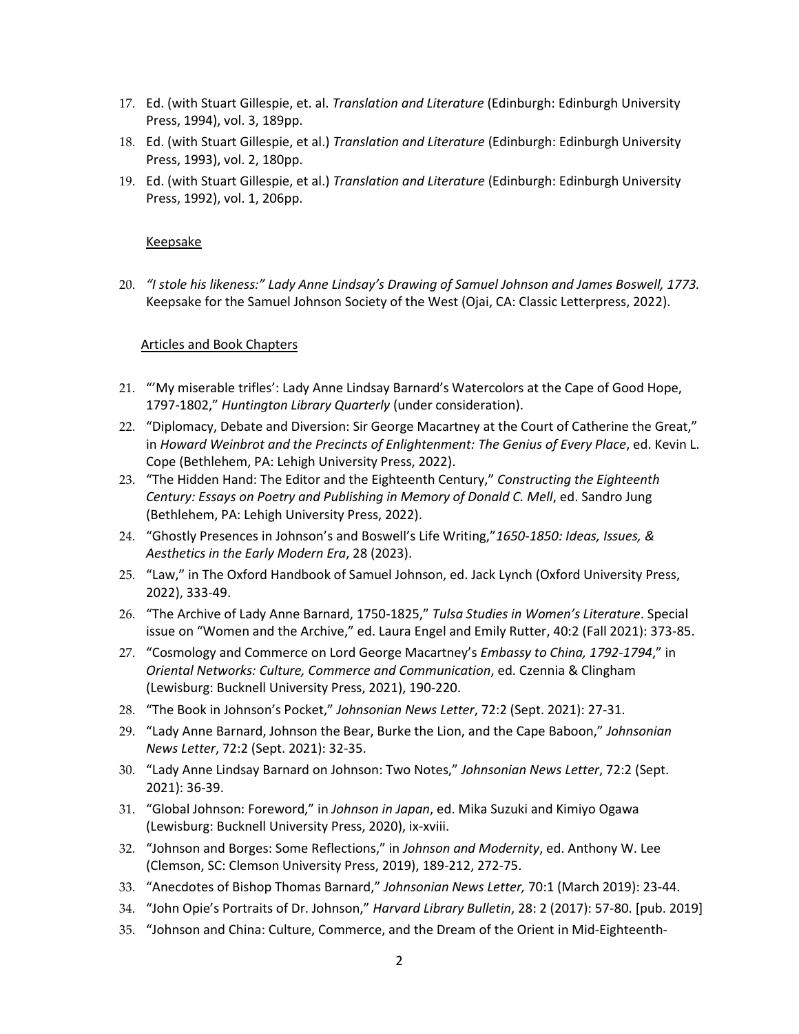17. Ed. (with Stuart Gillespie, et. al. *Translation and Literature* (Edinburgh: Edinburgh University Press, 1994), vol. 3, 189pp.
18. Ed. (with Stuart Gillespie, et al.) *Translation and Literature* (Edinburgh: Edinburgh University Press, 1993), vol. 2, 180pp.
19. Ed. (with Stuart Gillespie, et al.) *Translation and Literature* (Edinburgh: Edinburgh University Press, 1992), vol. 1, 206pp.

<u>Keepsake</u>

20. *"I stole his likeness:" Lady Anne Lindsay's Drawing of Samuel Johnson and James Boswell, 1773.* Keepsake for the Samuel Johnson Society of the West (Ojai, CA: Classic Letterpress, 2022).

<u>Articles and Book Chapters</u>

21. "'My miserable trifles': Lady Anne Lindsay Barnard's Watercolors at the Cape of Good Hope, 1797-1802," *Huntington Library Quarterly* (under consideration).
22. "Diplomacy, Debate and Diversion: Sir George Macartney at the Court of Catherine the Great," in *Howard Weinbrot and the Precincts of Enlightenment: The Genius of Every Place*, ed. Kevin L. Cope (Bethlehem, PA: Lehigh University Press, 2022).
23. "The Hidden Hand: The Editor and the Eighteenth Century," *Constructing the Eighteenth Century: Essays on Poetry and Publishing in Memory of Donald C. Mell*, ed. Sandro Jung (Bethlehem, PA: Lehigh University Press, 2022).
24. "Ghostly Presences in Johnson's and Boswell's Life Writing,"*1650-1850: Ideas, Issues, & Aesthetics in the Early Modern Era*, 28 (2023).
25. "Law," in The Oxford Handbook of Samuel Johnson, ed. Jack Lynch (Oxford University Press, 2022), 333-49.
26. "The Archive of Lady Anne Barnard, 1750-1825," *Tulsa Studies in Women's Literature*. Special issue on "Women and the Archive," ed. Laura Engel and Emily Rutter, 40:2 (Fall 2021): 373-85.
27. "Cosmology and Commerce on Lord George Macartney's *Embassy to China, 1792-1794*," in *Oriental Networks: Culture, Commerce and Communication*, ed. Czennia & Clingham (Lewisburg: Bucknell University Press, 2021), 190-220.
28. "The Book in Johnson's Pocket," *Johnsonian News Letter*, 72:2 (Sept. 2021): 27-31.
29. "Lady Anne Barnard, Johnson the Bear, Burke the Lion, and the Cape Baboon," *Johnsonian News Letter*, 72:2 (Sept. 2021): 32-35.
30. "Lady Anne Lindsay Barnard on Johnson: Two Notes," *Johnsonian News Letter*, 72:2 (Sept. 2021): 36-39.
31. "Global Johnson: Foreword," in *Johnson in Japan*, ed. Mika Suzuki and Kimiyo Ogawa (Lewisburg: Bucknell University Press, 2020), ix-xviii.
32. "Johnson and Borges: Some Reflections," in *Johnson and Modernity*, ed. Anthony W. Lee (Clemson, SC: Clemson University Press, 2019), 189-212, 272-75.
33. "Anecdotes of Bishop Thomas Barnard," *Johnsonian News Letter,* 70:1 (March 2019): 23-44.
34. "John Opie's Portraits of Dr. Johnson," *Harvard Library Bulletin*, 28: 2 (2017): 57-80. [pub. 2019]
35. "Johnson and China: Culture, Commerce, and the Dream of the Orient in Mid-Eighteenth-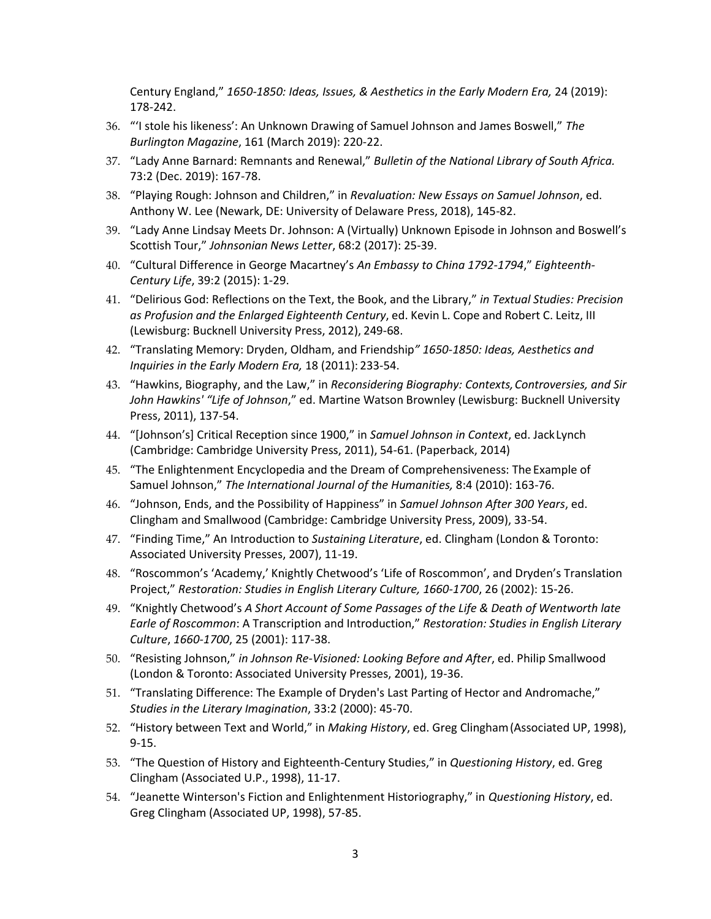Century England," *1650-1850: Ideas, Issues, & Aesthetics in the Early Modern Era,* 24 (2019): 178-242.

36. "'I stole his likeness': An Unknown Drawing of Samuel Johnson and James Boswell," *The Burlington Magazine*, 161 (March 2019): 220-22.
37. "Lady Anne Barnard: Remnants and Renewal," *Bulletin of the National Library of South Africa.* 73:2 (Dec. 2019): 167-78.
38. "Playing Rough: Johnson and Children," in *Revaluation: New Essays on Samuel Johnson*, ed. Anthony W. Lee (Newark, DE: University of Delaware Press, 2018), 145-82.
39. "Lady Anne Lindsay Meets Dr. Johnson: A (Virtually) Unknown Episode in Johnson and Boswell's Scottish Tour," *Johnsonian News Letter*, 68:2 (2017): 25-39.
40. "Cultural Difference in George Macartney's *An Embassy to China 1792-1794*," *Eighteenth-Century Life*, 39:2 (2015): 1-29.
41. "Delirious God: Reflections on the Text, the Book, and the Library," *in Textual Studies: Precision as Profusion and the Enlarged Eighteenth Century*, ed. Kevin L. Cope and Robert C. Leitz, III (Lewisburg: Bucknell University Press, 2012), 249-68.
42. "Translating Memory: Dryden, Oldham, and Friendship*" 1650-1850: Ideas, Aesthetics and Inquiries in the Early Modern Era,* 18 (2011): 233-54.
43. "Hawkins, Biography, and the Law," in *Reconsidering Biography: Contexts, Controversies, and Sir John Hawkins' "Life of Johnson*," ed. Martine Watson Brownley (Lewisburg: Bucknell University Press, 2011), 137-54.
44. "[Johnson's] Critical Reception since 1900," in *Samuel Johnson in Context*, ed. Jack Lynch (Cambridge: Cambridge University Press, 2011), 54-61. (Paperback, 2014)
45. "The Enlightenment Encyclopedia and the Dream of Comprehensiveness: The Example of Samuel Johnson," *The International Journal of the Humanities,* 8:4 (2010): 163-76.
46. "Johnson, Ends, and the Possibility of Happiness" in *Samuel Johnson After 300 Years*, ed. Clingham and Smallwood (Cambridge: Cambridge University Press, 2009), 33-54.
47. "Finding Time," An Introduction to *Sustaining Literature*, ed. Clingham (London & Toronto: Associated University Presses, 2007), 11-19.
48. "Roscommon's 'Academy,' Knightly Chetwood's 'Life of Roscommon', and Dryden's Translation Project," *Restoration: Studies in English Literary Culture, 1660-1700*, 26 (2002): 15-26.
49. "Knightly Chetwood's *A Short Account of Some Passages of the Life & Death of Wentworth late Earle of Roscommon*: A Transcription and Introduction," *Restoration: Studies in English Literary Culture*, *1660-1700*, 25 (2001): 117-38.
50. "Resisting Johnson," *in Johnson Re-Visioned: Looking Before and After*, ed. Philip Smallwood (London & Toronto: Associated University Presses, 2001), 19-36.
51. "Translating Difference: The Example of Dryden's Last Parting of Hector and Andromache," *Studies in the Literary Imagination*, 33:2 (2000): 45-70.
52. "History between Text and World," in *Making History*, ed. Greg Clingham (Associated UP, 1998), 9-15.
53. "The Question of History and Eighteenth-Century Studies," in *Questioning History*, ed. Greg Clingham (Associated U.P., 1998), 11-17.
54. "Jeanette Winterson's Fiction and Enlightenment Historiography," in *Questioning History*, ed. Greg Clingham (Associated UP, 1998), 57-85.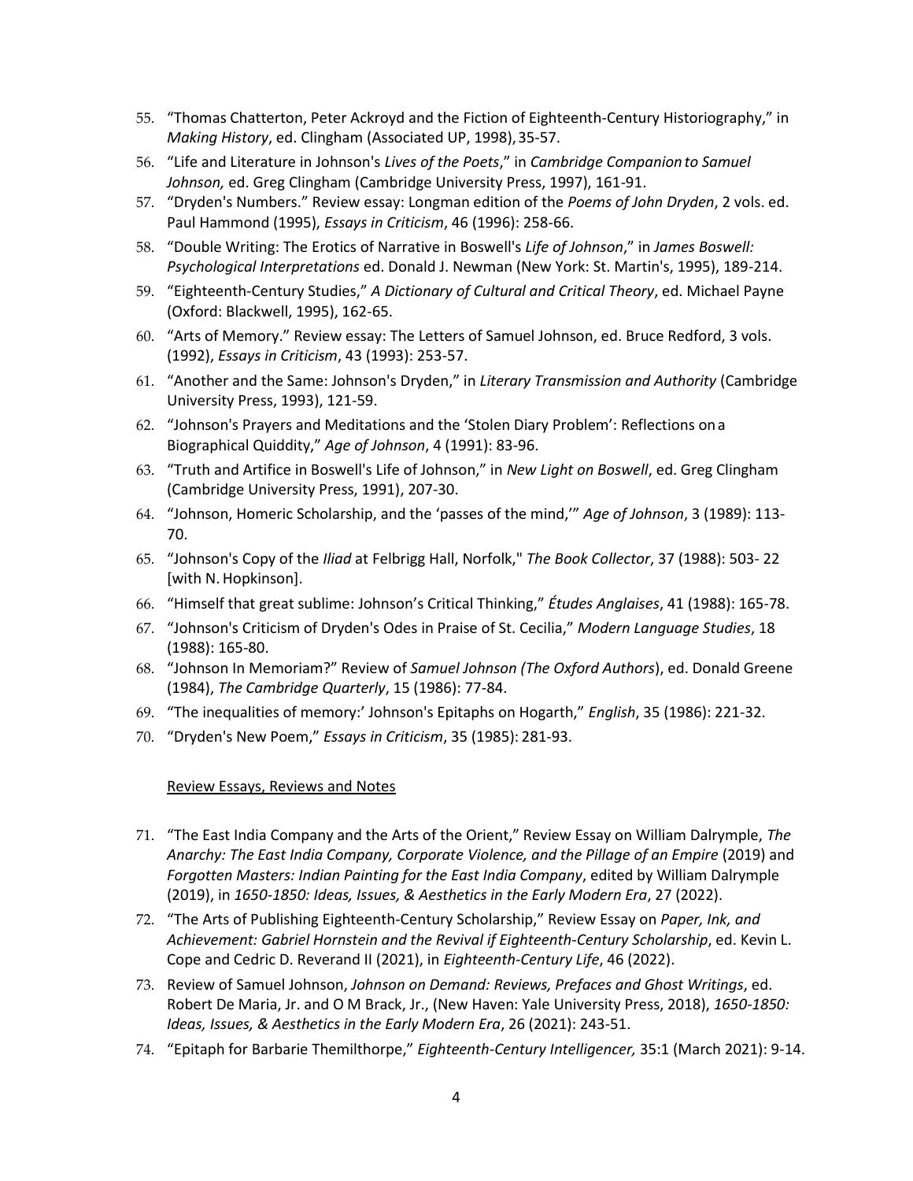55. "Thomas Chatterton, Peter Ackroyd and the Fiction of Eighteenth-Century Historiography," in *Making History*, ed. Clingham (Associated UP, 1998), 35-57.
56. "Life and Literature in Johnson's *Lives of the Poets*," in *Cambridge Companion to Samuel Johnson,* ed. Greg Clingham (Cambridge University Press, 1997), 161-91.
57. "Dryden's Numbers." Review essay: Longman edition of the *Poems of John Dryden*, 2 vols. ed. Paul Hammond (1995), *Essays in Criticism*, 46 (1996): 258-66.
58. "Double Writing: The Erotics of Narrative in Boswell's *Life of Johnson*," in *James Boswell: Psychological Interpretations* ed. Donald J. Newman (New York: St. Martin's, 1995), 189-214.
59. "Eighteenth-Century Studies," *A Dictionary of Cultural and Critical Theory*, ed. Michael Payne (Oxford: Blackwell, 1995), 162-65.
60. "Arts of Memory." Review essay: The Letters of Samuel Johnson, ed. Bruce Redford, 3 vols. (1992), *Essays in Criticism*, 43 (1993): 253-57.
61. "Another and the Same: Johnson's Dryden," in *Literary Transmission and Authority* (Cambridge University Press, 1993), 121-59.
62. "Johnson's Prayers and Meditations and the 'Stolen Diary Problem': Reflections on a Biographical Quiddity," *Age of Johnson*, 4 (1991): 83-96.
63. "Truth and Artifice in Boswell's Life of Johnson," in *New Light on Boswell*, ed. Greg Clingham (Cambridge University Press, 1991), 207-30.
64. "Johnson, Homeric Scholarship, and the 'passes of the mind,'" *Age of Johnson*, 3 (1989): 113-70.
65. "Johnson's Copy of the *Iliad* at Felbrigg Hall, Norfolk," *The Book Collector*, 37 (1988): 503- 22 [with N. Hopkinson].
66. "Himself that great sublime: Johnson's Critical Thinking," *Études Anglaises*, 41 (1988): 165-78.
67. "Johnson's Criticism of Dryden's Odes in Praise of St. Cecilia," *Modern Language Studies*, 18 (1988): 165-80.
68. "Johnson In Memoriam?" Review of *Samuel Johnson (The Oxford Authors*), ed. Donald Greene (1984), *The Cambridge Quarterly*, 15 (1986): 77-84.
69. "The inequalities of memory:' Johnson's Epitaphs on Hogarth," *English*, 35 (1986): 221-32.
70. "Dryden's New Poem," *Essays in Criticism*, 35 (1985): 281-93.

Review Essays, Reviews and Notes

71. "The East India Company and the Arts of the Orient," Review Essay on William Dalrymple, *The Anarchy: The East India Company, Corporate Violence, and the Pillage of an Empire* (2019) and *Forgotten Masters: Indian Painting for the East India Company*, edited by William Dalrymple (2019), in *1650-1850: Ideas, Issues, & Aesthetics in the Early Modern Era*, 27 (2022).
72. "The Arts of Publishing Eighteenth-Century Scholarship," Review Essay on *Paper, Ink, and Achievement: Gabriel Hornstein and the Revival if Eighteenth-Century Scholarship*, ed. Kevin L. Cope and Cedric D. Reverand II (2021), in *Eighteenth-Century Life*, 46 (2022).
73. Review of Samuel Johnson, *Johnson on Demand: Reviews, Prefaces and Ghost Writings*, ed. Robert De Maria, Jr. and O M Brack, Jr., (New Haven: Yale University Press, 2018), *1650-1850: Ideas, Issues, & Aesthetics in the Early Modern Era*, 26 (2021): 243-51.
74. "Epitaph for Barbarie Themilthorpe," *Eighteenth-Century Intelligencer,* 35:1 (March 2021): 9-14.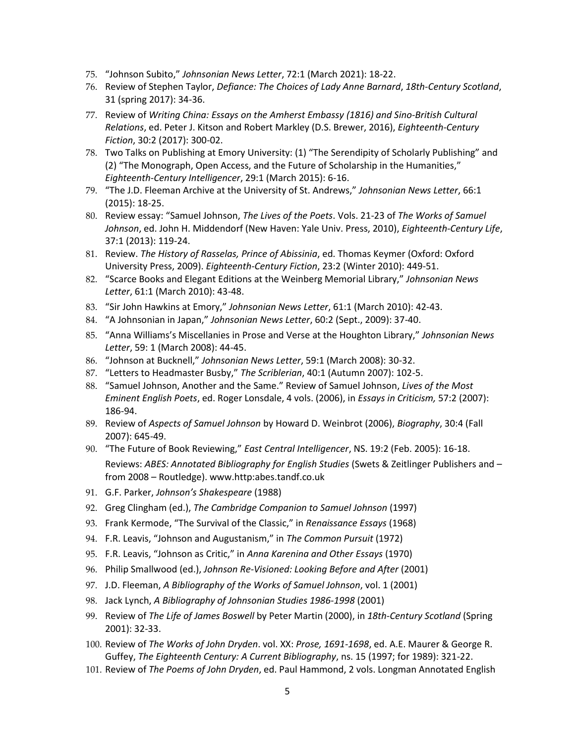75. "Johnson Subito," *Johnsonian News Letter*, 72:1 (March 2021): 18-22.
76. Review of Stephen Taylor, *Defiance: The Choices of Lady Anne Barnard*, *18th-Century Scotland*, 31 (spring 2017): 34-36.
77. Review of *Writing China: Essays on the Amherst Embassy (1816) and Sino-British Cultural Relations*, ed. Peter J. Kitson and Robert Markley (D.S. Brewer, 2016), *Eighteenth-Century Fiction*, 30:2 (2017): 300-02.
78. Two Talks on Publishing at Emory University: (1) "The Serendipity of Scholarly Publishing" and (2) "The Monograph, Open Access, and the Future of Scholarship in the Humanities," *Eighteenth-Century Intelligencer*, 29:1 (March 2015): 6-16.
79. "The J.D. Fleeman Archive at the University of St. Andrews," *Johnsonian News Letter*, 66:1 (2015): 18-25.
80. Review essay: "Samuel Johnson, *The Lives of the Poets*. Vols. 21-23 of *The Works of Samuel Johnson*, ed. John H. Middendorf (New Haven: Yale Univ. Press, 2010), *Eighteenth-Century Life*, 37:1 (2013): 119-24.
81. Review. *The History of Rasselas, Prince of Abissinia*, ed. Thomas Keymer (Oxford: Oxford University Press, 2009). *Eighteenth-Century Fiction*, 23:2 (Winter 2010): 449-51.
82. "Scarce Books and Elegant Editions at the Weinberg Memorial Library," *Johnsonian News Letter*, 61:1 (March 2010): 43-48.
83. "Sir John Hawkins at Emory," *Johnsonian News Letter*, 61:1 (March 2010): 42-43.
84. "A Johnsonian in Japan," *Johnsonian News Letter*, 60:2 (Sept., 2009): 37-40.
85. "Anna Williams's Miscellanies in Prose and Verse at the Houghton Library," *Johnsonian News Letter*, 59: 1 (March 2008): 44-45.
86. "Johnson at Bucknell," *Johnsonian News Letter*, 59:1 (March 2008): 30-32.
87. "Letters to Headmaster Busby," *The Scriblerian*, 40:1 (Autumn 2007): 102-5.
88. "Samuel Johnson, Another and the Same." Review of Samuel Johnson, *Lives of the Most Eminent English Poets*, ed. Roger Lonsdale, 4 vols. (2006), in *Essays in Criticism,* 57:2 (2007): 186-94.
89. Review of *Aspects of Samuel Johnson* by Howard D. Weinbrot (2006), *Biography*, 30:4 (Fall 2007): 645-49.
90. "The Future of Book Reviewing," *East Central Intelligencer*, NS. 19:2 (Feb. 2005): 16-18.

Reviews: *ABES: Annotated Bibliography for English Studies* (Swets & Zeitlinger Publishers and – from 2008 – Routledge). www.http:abes.tandf.co.uk

91. G.F. Parker, *Johnson's Shakespeare* (1988)
92. Greg Clingham (ed.), *The Cambridge Companion to Samuel Johnson* (1997)
93. Frank Kermode, "The Survival of the Classic," in *Renaissance Essays* (1968)
94. F.R. Leavis, "Johnson and Augustanism," in *The Common Pursuit* (1972)
95. F.R. Leavis, "Johnson as Critic," in *Anna Karenina and Other Essays* (1970)
96. Philip Smallwood (ed.), *Johnson Re-Visioned: Looking Before and After* (2001)
97. J.D. Fleeman, *A Bibliography of the Works of Samuel Johnson*, vol. 1 (2001)
98. Jack Lynch, *A Bibliography of Johnsonian Studies 1986-1998* (2001)
99. Review of *The Life of James Boswell* by Peter Martin (2000), in *18th-Century Scotland* (Spring 2001): 32-33.
100. Review of *The Works of John Dryden*. vol. XX: *Prose, 1691-1698*, ed. A.E. Maurer & George R. Guffey, *The Eighteenth Century: A Current Bibliography*, ns. 15 (1997; for 1989): 321-22.
101. Review of *The Poems of John Dryden*, ed. Paul Hammond, 2 vols. Longman Annotated English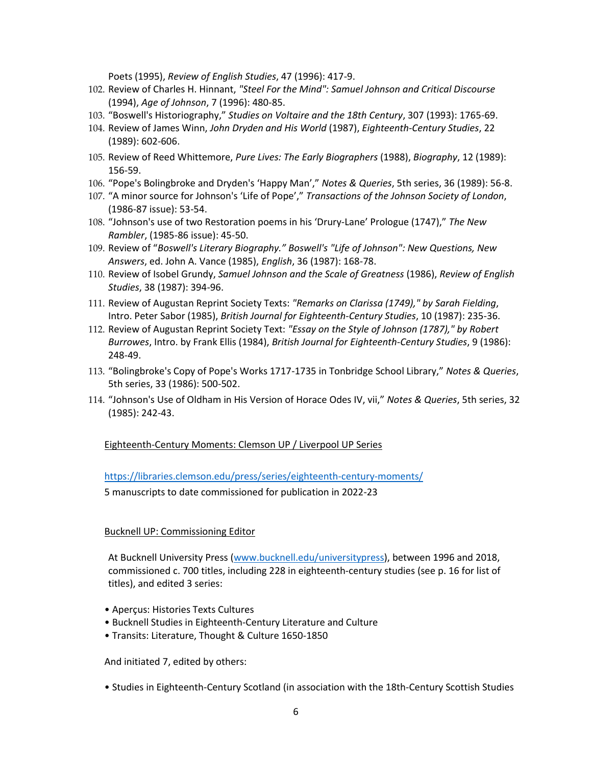Poets (1995), *Review of English Studies*, 47 (1996): 417-9.

102. Review of Charles H. Hinnant, *"Steel For the Mind": Samuel Johnson and Critical Discourse* (1994), *Age of Johnson*, 7 (1996): 480-85.
103. "Boswell's Historiography," *Studies on Voltaire and the 18th Century*, 307 (1993): 1765-69.
104. Review of James Winn, *John Dryden and His World* (1987), *Eighteenth-Century Studies*, 22 (1989): 602-606.
105. Review of Reed Whittemore, *Pure Lives: The Early Biographers* (1988), *Biography*, 12 (1989): 156-59.
106. "Pope's Bolingbroke and Dryden's 'Happy Man'," *Notes & Queries*, 5th series, 36 (1989): 56-8.
107. "A minor source for Johnson's 'Life of Pope'," *Transactions of the Johnson Society of London*, (1986-87 issue): 53-54.
108. "Johnson's use of two Restoration poems in his 'Drury-Lane' Prologue (1747)," *The New Rambler*, (1985-86 issue): 45-50.
109. Review of "*Boswell's Literary Biography." Boswell's "Life of Johnson": New Questions, New Answers*, ed. John A. Vance (1985), *English*, 36 (1987): 168-78.
110. Review of Isobel Grundy, *Samuel Johnson and the Scale of Greatness* (1986), *Review of English Studies*, 38 (1987): 394-96.
111. Review of Augustan Reprint Society Texts: *"Remarks on Clarissa (1749)," by Sarah Fielding*, Intro. Peter Sabor (1985), *British Journal for Eighteenth-Century Studies*, 10 (1987): 235-36.
112. Review of Augustan Reprint Society Text: *"Essay on the Style of Johnson (1787)," by Robert Burrowes*, Intro. by Frank Ellis (1984), *British Journal for Eighteenth-Century Studies*, 9 (1986): 248-49.
113. "Bolingbroke's Copy of Pope's Works 1717-1735 in Tonbridge School Library," *Notes & Queries*, 5th series, 33 (1986): 500-502.
114. "Johnson's Use of Oldham in His Version of Horace Odes IV, vii," *Notes & Queries*, 5th series, 32 (1985): 242-43.

Eighteenth-Century Moments: Clemson UP / Liverpool UP Series

https://libraries.clemson.edu/press/series/eighteenth-century-moments/

5 manuscripts to date commissioned for publication in 2022-23

Bucknell UP: Commissioning Editor

At Bucknell University Press (www.bucknell.edu/universitypress), between 1996 and 2018, commissioned c. 700 titles, including 228 in eighteenth-century studies (see p. 16 for list of titles), and edited 3 series:

- Aperçus: Histories Texts Cultures
- Bucknell Studies in Eighteenth-Century Literature and Culture
- Transits: Literature, Thought & Culture 1650-1850

And initiated 7, edited by others:

- Studies in Eighteenth-Century Scotland (in association with the 18th-Century Scottish Studies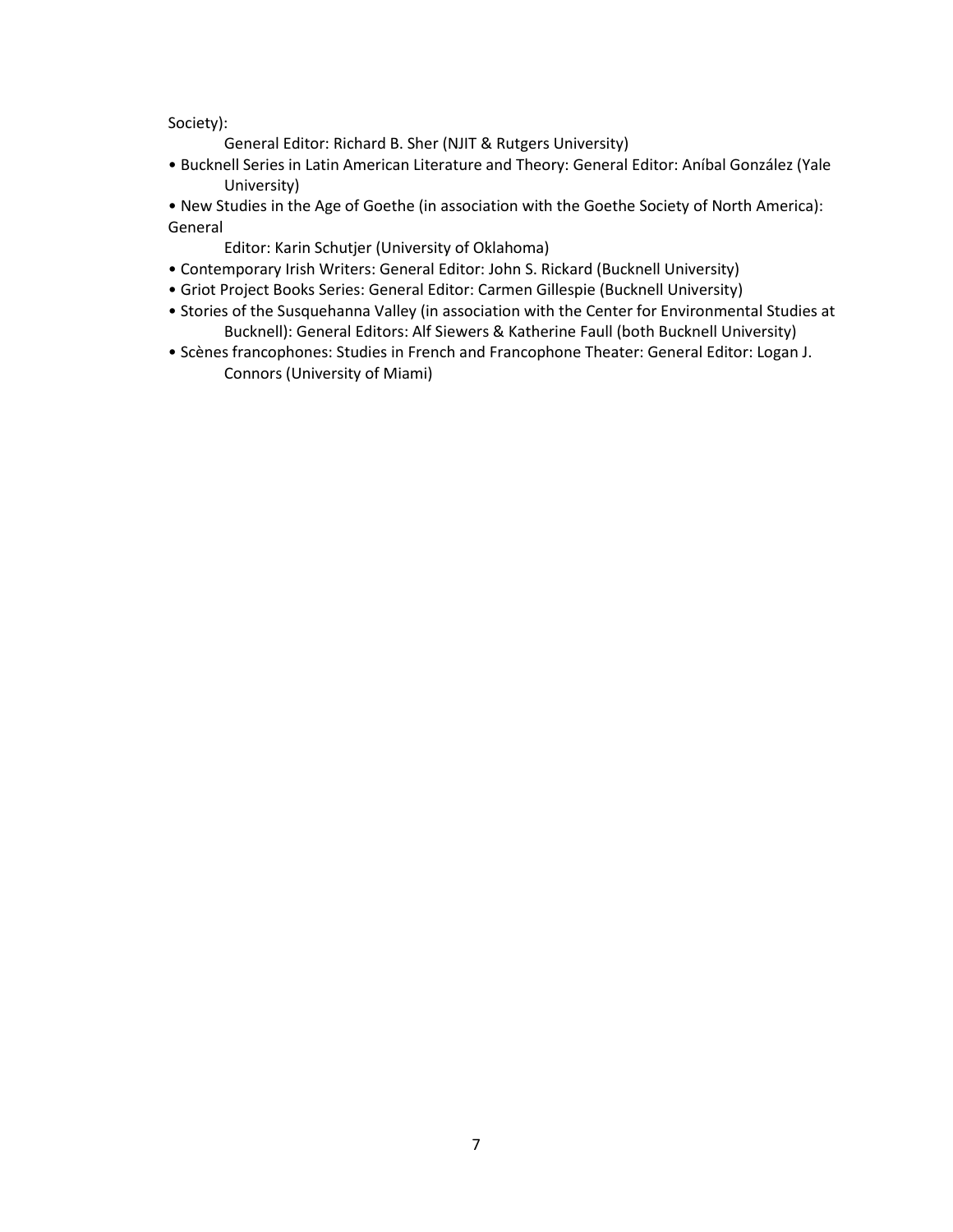Society):
General Editor: Richard B. Sher (NJIT & Rutgers University)

- Bucknell Series in Latin American Literature and Theory: General Editor: Aníbal González (Yale University)
- New Studies in the Age of Goethe (in association with the Goethe Society of North America): General Editor: Karin Schutjer (University of Oklahoma)
- Contemporary Irish Writers: General Editor: John S. Rickard (Bucknell University)
- Griot Project Books Series: General Editor: Carmen Gillespie (Bucknell University)
- Stories of the Susquehanna Valley (in association with the Center for Environmental Studies at Bucknell): General Editors: Alf Siewers & Katherine Faull (both Bucknell University)
- Scènes francophones: Studies in French and Francophone Theater: General Editor: Logan J. Connors (University of Miami)